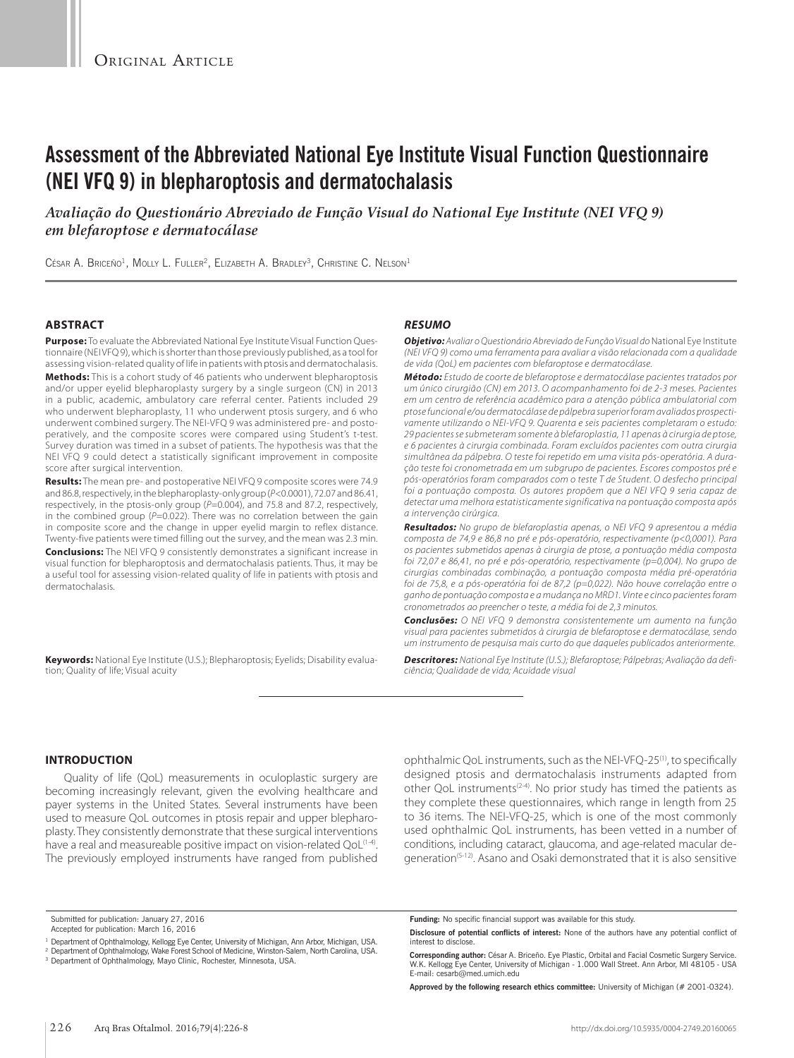Original Article

# Assessment of the Abbreviated National Eye Institute Visual Function Questionnaire (NEI VFQ 9) in blepharoptosis and dermatochalasis

*Avaliação do Questionário Abreviado de Função Visual do National Eye Institute (NEI VFQ 9) em blefaroptose e dermatocálase*

César A. Briceño[1], Molly L. Fuller[2], Elizabeth A. Bradley[3], Christine C. Nelson[1]

## ABSTRACT

**Purpose:** To evaluate the Abbreviated National Eye Institute Visual Function Questionnaire (NEI VFQ 9), which is shorter than those previously published, as a tool for assessing vision-related quality of life in patients with ptosis and dermatochalasis.

**Methods:** This is a cohort study of 46 patients who underwent blepharoptosis and/or upper eyelid blepharoplasty surgery by a single surgeon (CN) in 2013 in a public, academic, ambulatory care referral center. Patients included 29 who underwent blepharoplasty, 11 who underwent ptosis surgery, and 6 who underwent combined surgery. The NEI-VFQ 9 was administered pre- and postoperatively, and the composite scores were compared using Student's t-test. Survey duration was timed in a subset of patients. The hypothesis was that the NEI VFQ 9 could detect a statistically significant improvement in composite score after surgical intervention.

**Results:** The mean pre- and postoperative NEI VFQ 9 composite scores were 74.9 and 86.8, respectively, in the blepharoplasty-only group ($P<0.0001$), 72.07 and 86.41, respectively, in the ptosis-only group ($P=0.004$), and 75.8 and 87.2, respectively, in the combined group ($P=0.022$). There was no correlation between the gain in composite score and the change in upper eyelid margin to reflex distance. Twenty-five patients were timed filling out the survey, and the mean was 2.3 min.

**Conclusions:** The NEI VFQ 9 consistently demonstrates a significant increase in visual function for blepharoptosis and dermatochalasis patients. Thus, it may be a useful tool for assessing vision-related quality of life in patients with ptosis and dermatochalasis.

**Keywords:** National Eye Institute (U.S.); Blepharoptosis; Eyelids; Disability evaluation; Quality of life; Visual acuity

## *RESUMO*

***Objetivo:*** *Avaliar o Questionário Abreviado de Função Visual do* National Eye Institute *(NEI VFQ 9) como uma ferramenta para avaliar a visão relacionada com a qualidade de vida (QoL) em pacientes com blefaroptose e dermatocálase.*

***Método:*** *Estudo de coorte de blefaroptose e dermatocálase pacientes tratados por um único cirurgião (CN) em 2013. O acompanhamento foi de 2-3 meses. Pacientes em um centro de referência acadêmico para a atenção pública ambulatorial com ptose funcional e/ou dermatocálase de pálpebra superior foram avaliados prospectivamente utilizando o NEI-VFQ 9. Quarenta e seis pacientes completaram o estudo: 29 pacientes se submeteram somente à blefaroplastia, 11 apenas à cirurgia de ptose, e 6 pacientes à cirurgia combinada. Foram excluídos pacientes com outra cirurgia simultânea da pálpebra. O teste foi repetido em uma visita pós-operatória. A duração teste foi cronometrada em um subgrupo de pacientes. Escores compostos pré e pós-operatórios foram comparados com o teste T de Student. O desfecho principal foi a pontuação composta. Os autores propõem que a NEI VFQ 9 seria capaz de detectar uma melhora estatisticamente significativa na pontuação composta após a intervenção cirúrgica.*

***Resultados:*** *No grupo de blefaroplastia apenas, o NEI VFQ 9 apresentou a média composta de 74,9 e 86,8 no pré e pós-operatório, respectivamente (p<0,0001). Para os pacientes submetidos apenas à cirurgia de ptose, a pontuação média composta foi 72,07 e 86,41, no pré e pós-operatório, respectivamente (p=0,004). No grupo de cirurgias combinadas combinação, a pontuação composta média pré-operatória foi de 75,8, e a pós-operatória foi de 87,2 (p=0,022). Não houve correlação entre o ganho de pontuação composta e a mudança no MRD1. Vinte e cinco pacientes foram cronometrados ao preencher o teste, a média foi de 2,3 minutos.*

***Conclusões:*** *O NEI VFQ 9 demonstra consistentemente um aumento na função visual para pacientes submetidos à cirurgia de blefaroptose e dermatocálase, sendo um instrumento de pesquisa mais curto do que daqueles publicados anteriormente.*

***Descritores:*** *National Eye Institute (U.S.); Blefaroptose; Pálpebras; Avaliação da deficiência; Qualidade de vida; Acuidade visual*

## INTRODUCTION

Quality of life (QoL) measurements in oculoplastic surgery are becoming increasingly relevant, given the evolving healthcare and payer systems in the United States. Several instruments have been used to measure QoL outcomes in ptosis repair and upper blepharoplasty. They consistently demonstrate that these surgical interventions have a real and measureable positive impact on vision-related QoL[1-4]. The previously employed instruments have ranged from published ophthalmic QoL instruments, such as the NEI-VFQ-25[1], to specifically designed ptosis and dermatochalasis instruments adapted from other QoL instruments[2-4]. No prior study has timed the patients as they complete these questionnaires, which range in length from 25 to 36 items. The NEI-VFQ-25, which is one of the most commonly used ophthalmic QoL instruments, has been vetted in a number of conditions, including cataract, glaucoma, and age-related macular degeneration[5-12]. Asano and Osaki demonstrated that it is also sensitive

Submitted for publication: January 27, 2016
Accepted for publication: March 16, 2016

[1] Department of Ophthalmology, Kellogg Eye Center, University of Michigan, Ann Arbor, Michigan, USA.
[2] Department of Ophthalmology, Wake Forest School of Medicine, Winston-Salem, North Carolina, USA.
[3] Department of Ophthalmology, Mayo Clinic, Rochester, Minnesota, USA.

**Funding:** No specific financial support was available for this study.

**Disclosure of potential conflicts of interest:** None of the authors have any potential conflict of interest to disclose.

**Corresponding author:** César A. Briceño. Eye Plastic, Orbital and Facial Cosmetic Surgery Service. W.K. Kellogg Eye Center, University of Michigan - 1.000 Wall Street. Ann Arbor, MI 48105 - USA
E-mail: cesarb@med.umich.edu

**Approved by the following research ethics committee:** University of Michigan (# 2001-0324).

http://dx.doi.org/10.5935/0004-2749.20160065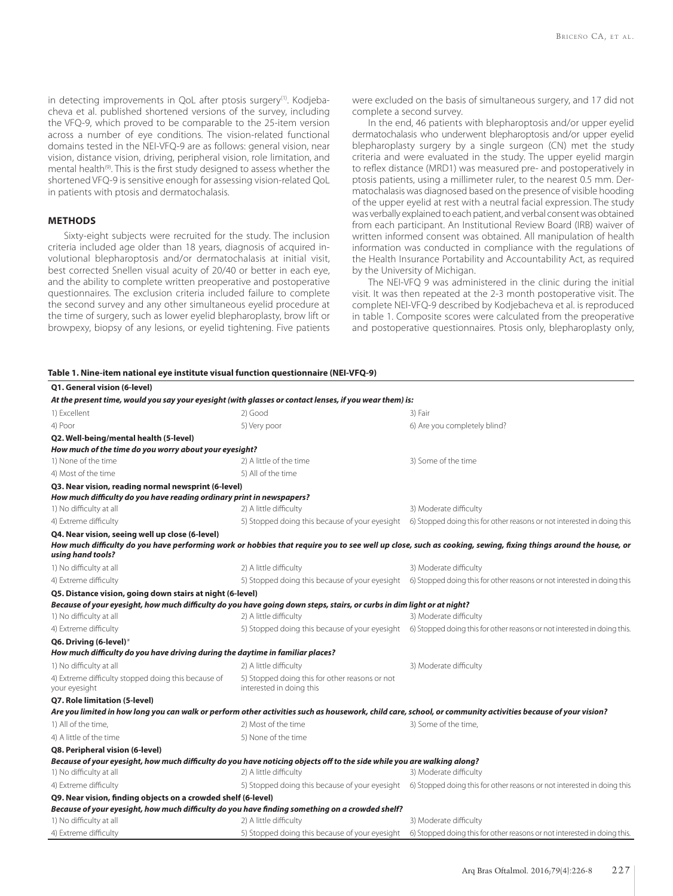in detecting improvements in QoL after ptosis surgery[1]. Kodjebacheva et al. published shortened versions of the survey, including the VFQ-9, which proved to be comparable to the 25-item version across a number of eye conditions. The vision-related functional domains tested in the NEI-VFQ-9 are as follows: general vision, near vision, distance vision, driving, peripheral vision, role limitation, and mental health[9]. This is the first study designed to assess whether the shortened VFQ-9 is sensitive enough for assessing vision-related QoL in patients with ptosis and dermatochalasis.

## METHODS

Sixty-eight subjects were recruited for the study. The inclusion criteria included age older than 18 years, diagnosis of acquired involutional blepharoptosis and/or dermatochalasis at initial visit, best corrected Snellen visual acuity of 20/40 or better in each eye, and the ability to complete written preoperative and postoperative questionnaires. The exclusion criteria included failure to complete the second survey and any other simultaneous eyelid procedure at the time of surgery, such as lower eyelid blepharoplasty, brow lift or browpexy, biopsy of any lesions, or eyelid tightening. Five patients were excluded on the basis of simultaneous surgery, and 17 did not complete a second survey.

In the end, 46 patients with blepharoptosis and/or upper eyelid dermatochalasis who underwent blepharoptosis and/or upper eyelid blepharoplasty surgery by a single surgeon (CN) met the study criteria and were evaluated in the study. The upper eyelid margin to reflex distance (MRD1) was measured pre- and postoperatively in ptosis patients, using a millimeter ruler, to the nearest 0.5 mm. Dermatochalasis was diagnosed based on the presence of visible hooding of the upper eyelid at rest with a neutral facial expression. The study was verbally explained to each patient, and verbal consent was obtained from each participant. An Institutional Review Board (IRB) waiver of written informed consent was obtained. All manipulation of health information was conducted in compliance with the regulations of the Health Insurance Portability and Accountability Act, as required by the University of Michigan.

The NEI-VFQ 9 was administered in the clinic during the initial visit. It was then repeated at the 2-3 month postoperative visit. The complete NEI-VFQ-9 described by Kodjebacheva et al. is reproduced in table 1. Composite scores were calculated from the preoperative and postoperative questionnaires. Ptosis only, blepharoplasty only,

**Table 1. Nine-item national eye institute visual function questionnaire (NEI-VFQ-9)**

| | | |
|---|---|---|
| **Q1. General vision (6-level)** | | |
| ***At the present time, would you say your eyesight (with glasses or contact lenses, if you wear them) is:*** | | |
| 1) Excellent | 2) Good | 3) Fair |
| 4) Poor | 5) Very poor | 6) Are you completely blind? |
| **Q2. Well-being/mental health (5-level)** | | |
| ***How much of the time do you worry about your eyesight?*** | | |
| 1) None of the time | 2) A little of the time | 3) Some of the time |
| 4) Most of the time | 5) All of the time | |
| **Q3. Near vision, reading normal newsprint (6-level)** | | |
| ***How much difficulty do you have reading ordinary print in newspapers?*** | | |
| 1) No difficulty at all | 2) A little difficulty | 3) Moderate difficulty |
| 4) Extreme difficulty | 5) Stopped doing this because of your eyesight | 6) Stopped doing this for other reasons or not interested in doing this |
| **Q4. Near vision, seeing well up close (6-level)** | | |
| ***How much difficulty do you have performing work or hobbies that require you to see well up close, such as cooking, sewing, fixing things around the house, or using hand tools?*** | | |
| 1) No difficulty at all | 2) A little difficulty | 3) Moderate difficulty |
| 4) Extreme difficulty | 5) Stopped doing this because of your eyesight | 6) Stopped doing this for other reasons or not interested in doing this |
| **Q5. Distance vision, going down stairs at night (6-level)** | | |
| ***Because of your eyesight, how much difficulty do you have going down steps, stairs, or curbs in dim light or at night?*** | | |
| 1) No difficulty at all | 2) A little difficulty | 3) Moderate difficulty |
| 4) Extreme difficulty | 5) Stopped doing this because of your eyesight | 6) Stopped doing this for other reasons or not interested in doing this. |
| **Q6. Driving (6-level)*** | | |
| ***How much difficulty do you have driving during the daytime in familiar places?*** | | |
| 1) No difficulty at all | 2) A little difficulty | 3) Moderate difficulty |
| 4) Extreme difficulty stopped doing this because of your eyesight | 5) Stopped doing this for other reasons or not interested in doing this | |
| **Q7. Role limitation (5-level)** | | |
| ***Are you limited in how long you can walk or perform other activities such as housework, child care, school, or community activities because of your vision?*** | | |
| 1) All of the time, | 2) Most of the time | 3) Some of the time, |
| 4) A little of the time | 5) None of the time | |
| **Q8. Peripheral vision (6-level)** | | |
| ***Because of your eyesight, how much difficulty do you have noticing objects off to the side while you are walking along?*** | | |
| 1) No difficulty at all | 2) A little difficulty | 3) Moderate difficulty |
| 4) Extreme difficulty | 5) Stopped doing this because of your eyesight | 6) Stopped doing this for other reasons or not interested in doing this |
| **Q9. Near vision, finding objects on a crowded shelf (6-level)** | | |
| ***Because of your eyesight, how much difficulty do you have finding something on a crowded shelf?*** | | |
| 1) No difficulty at all | 2) A little difficulty | 3) Moderate difficulty |
| 4) Extreme difficulty | 5) Stopped doing this because of your eyesight | 6) Stopped doing this for other reasons or not interested in doing this. |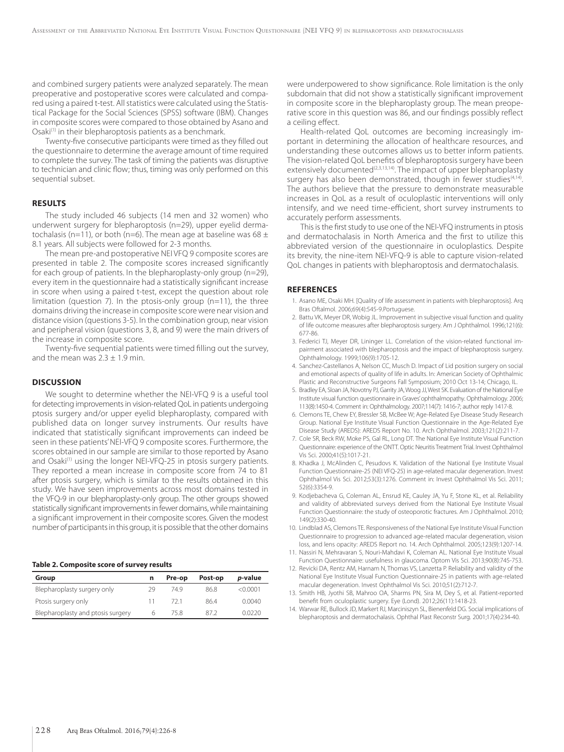and combined surgery patients were analyzed separately. The mean preoperative and postoperative scores were calculated and compared using a paired t-test. All statistics were calculated using the Statistical Package for the Social Sciences (SPSS) software (IBM). Changes in composite scores were compared to those obtained by Asano and Osaki[1] in their blepharoptosis patients as a benchmark.

Twenty-five consecutive participants were timed as they filled out the questionnaire to determine the average amount of time required to complete the survey. The task of timing the patients was disruptive to technician and clinic flow; thus, timing was only performed on this sequential subset.

## RESULTS

The study included 46 subjects (14 men and 32 women) who underwent surgery for blepharoptosis (n=29), upper eyelid dermatochalasis (n=11), or both (n=6). The mean age at baseline was 68 ± 8.1 years. All subjects were followed for 2-3 months.

The mean pre-and postoperative NEI VFQ 9 composite scores are presented in table 2. The composite scores increased significantly for each group of patients. In the blepharoplasty-only group (n=29), every item in the questionnaire had a statistically significant increase in score when using a paired t-test, except the question about role limitation (question 7). In the ptosis-only group (n=11), the three domains driving the increase in composite score were near vision and distance vision (questions 3-5). In the combination group, near vision and peripheral vision (questions 3, 8, and 9) were the main drivers of the increase in composite score.

Twenty-five sequential patients were timed filling out the survey, and the mean was 2.3 ± 1.9 min.

## DISCUSSION

We sought to determine whether the NEI-VFQ 9 is a useful tool for detecting improvements in vision-related QoL in patients undergoing ptosis surgery and/or upper eyelid blepharoplasty, compared with published data on longer survey instruments. Our results have indicated that statistically significant improvements can indeed be seen in these patients' NEI-VFQ 9 composite scores. Furthermore, the scores obtained in our sample are similar to those reported by Asano and Osaki[1] using the longer NEI-VFQ-25 in ptosis surgery patients. They reported a mean increase in composite score from 74 to 81 after ptosis surgery, which is similar to the results obtained in this study. We have seen improvements across most domains tested in the VFQ-9 in our blepharoplasty-only group. The other groups showed statistically significant improvements in fewer domains, while maintaining a significant improvement in their composite scores. Given the modest number of participants in this group, it is possible that the other domains were underpowered to show significance. Role limitation is the only subdomain that did not show a statistically significant improvement in composite score in the blepharoplasty group. The mean preoperative score in this question was 86, and our findings possibly reflect a ceiling effect.

**Table 2. Composite score of survey results**

| Group | n | Pre-op | Post-op | *p*-value |
|---|---|---|---|---|
| Blepharoplasty surgery only | 29 | 74.9 | 86.8 | <0.0001 |
| Ptosis surgery only | 11 | 72.1 | 86.4 | 0.0040 |
| Blepharoplasty and ptosis surgery | 6 | 75.8 | 87.2 | 0.0220 |

Health-related QoL outcomes are becoming increasingly important in determining the allocation of healthcare resources, and understanding these outcomes allows us to better inform patients. The vision-related QoL benefits of blepharoptosis surgery have been extensively documented[2,3,13,14]. The impact of upper blepharoplasty surgery has also been demonstrated, though in fewer studies[4,14]. The authors believe that the pressure to demonstrate measurable increases in QoL as a result of oculoplastic interventions will only intensify, and we need time-efficient, short survey instruments to accurately perform assessments.

This is the first study to use one of the NEI-VFQ instruments in ptosis and dermatochalasis in North America and the first to utilize this abbreviated version of the questionnaire in oculoplastics. Despite its brevity, the nine-item NEI-VFQ-9 is able to capture vision-related QoL changes in patients with blepharoptosis and dermatochalasis.

## REFERENCES

1. Asano ME, Osaki MH. [Quality of life assessment in patients with blepharoptosis]. Arq Bras Oftalmol. 2006;69(4):545-9.Portuguese.
2. Battu VK, Meyer DR, Wobig JL. Improvement in subjective visual function and quality of life outcome measures after blepharoptosis surgery. Am J Ophthalmol. 1996;121(6):677-86.
3. Federici TJ, Meyer DR, Lininger LL. Correlation of the vision-related functional impairment associated with blepharoptosis and the impact of blepharoptosis surgery. Ophthalmology. 1999;106(9):1705-12.
4. Sanchez-Castellanos A, Nelson CC, Musch D. Impact of Lid position surgery on social and emotional aspects of quality of life in adults. In: American Society of Ophthalmic Plastic and Reconstructive Surgeons Fall Symposium; 2010 Oct 13-14; Chicago, IL.
5. Bradley EA, Sloan JA, Novotny PJ, Garrity JA, Woog JJ, West SK. Evaluation of the National Eye Institute visual function questionnaire in Graves' ophthalmopathy. Ophthalmology. 2006;113(8):1450-4. Comment in: Ophthalmology. 2007;114(7): 1416-7; author reply 1417-8.
6. Clemons TE, Chew EY, Bressler SB, McBee W; Age-Related Eye Disease Study Research Group. National Eye Institute Visual Function Questionnaire in the Age-Related Eye Disease Study (AREDS): AREDS Report No. 10. Arch Ophthalmol. 2003;121(2):211-7.
7. Cole SR, Beck RW, Moke PS, Gal RL, Long DT. The National Eye Institute Visual Function Questionnaire: experience of the ONTT. Optic Neuritis Treatment Trial. Invest Ophthalmol Vis Sci. 2000;41(5):1017-21.
8. Khadka J, McAlinden C, Pesudovs K. Validation of the National Eye Institute Visual Function Questionnaire-25 (NEI VFQ-25) in age-related macular degeneration. Invest Ophthalmol Vis Sci. 2012;53(3):1276. Comment in: Invest Ophthalmol Vis Sci. 2011; 52(6):3354-9.
9. Kodjebacheva G, Coleman AL, Ensrud KE, Cauley JA, Yu F, Stone KL, et al. Reliability and validity of abbreviated surveys derived from the National Eye Institute Visual Function Questionnaire: the study of osteoporotic fractures. Am J Ophthalmol. 2010; 149(2):330-40.
10. Lindblad AS, Clemons TE. Responsiveness of the National Eye Institute Visual Function Questionnaire to progression to advanced age-related macular degeneration, vision loss, and lens opacity: AREDS Report no. 14. Arch Ophthalmol. 2005;123(9):1207-14.
11. Nassiri N, Mehravaran S, Nouri-Mahdavi K, Coleman AL. National Eye Institute Visual Function Questionnaire: usefulness in glaucoma. Optom Vis Sci. 2013;90(8):745-753.
12. Revicki DA, Rentz AM, Harnam N, Thomas VS, Lanzetta P. Reliability and validity of the National Eye Institute Visual Function Questionnaire-25 in patients with age-related macular degeneration. Invest Ophthalmol Vis Sci. 2010;51(2):712-7.
13. Smith HB, Jyothi SB, Mahroo OA, Sharms PN, Sira M, Dey S, et al. Patient-reported benefit from oculoplastic surgery. Eye (Lond). 2012;26(11):1418-23.
14. Warwar RE, Bullock JD, Markert RJ, Marciniszyn SL, Bienenfeld DG. Social implications of blepharoptosis and dermatochalasis. Ophthal Plast Reconstr Surg. 2001;17(4):234-40.